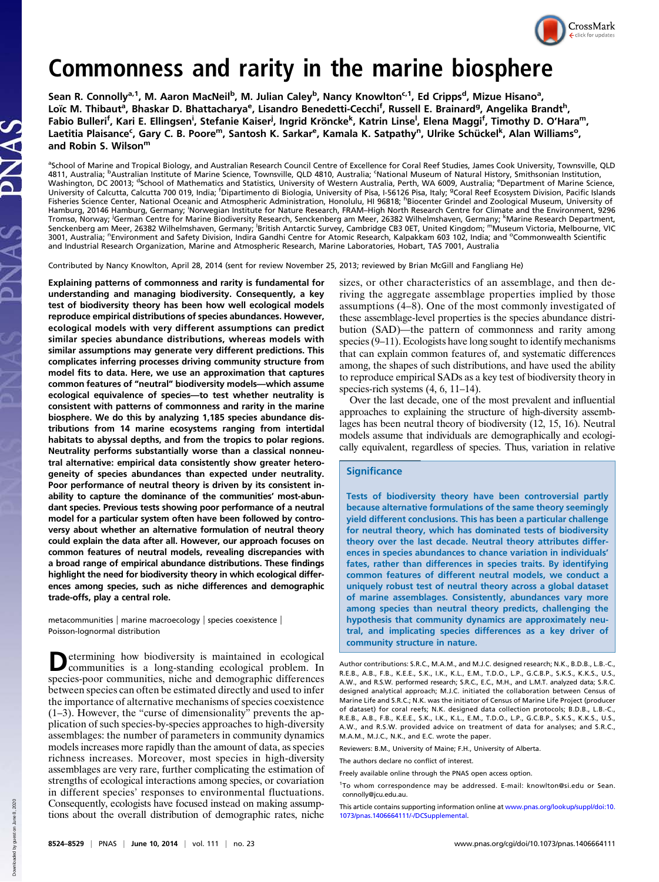# Commonness and rarity in the marine biosphere

Sean R. Connolly[a,1], M. Aaron MacNeil[b], M. Julian Caley[b], Nancy Knowlton[c,1], Ed Cripps[d], Mizue Hisano[a], Loïc M. Thibaut[a], Bhaskar D. Bhattacharya[e], Lisandro Benedetti-Cecchi[f], Russell E. Brainard[g], Angelika Brandt[h], Fabio Bulleri[f], Kari E. Ellingsen[i], Stefanie Kaiser[j], Ingrid Kröncke[k], Katrin Linse[l], Elena Maggi[f], Timothy D. O'Hara[m], Laetitia Plaisance[c], Gary C. B. Poore[m], Santosh K. Sarkar[e], Kamala K. Satpathy[n], Ulrike Schückel[k], Alan Williams[o], and Robin S. Wilson[m]

[a]School of Marine and Tropical Biology, and Australian Research Council Centre of Excellence for Coral Reef Studies, James Cook University, Townsville, QLD 4811, Australia; [b]Australian Institute of Marine Science, Townsville, QLD 4810, Australia; [c]National Museum of Natural History, Smithsonian Institution, Washington, DC 20013; [d]School of Mathematics and Statistics, University of Western Australia, Perth, WA 6009, Australia; [e]Department of Marine Science, University of Calcutta, Calcutta 700 019, India; [f]Dipartimento di Biologia, University of Pisa, I-56126 Pisa, Italy; [g]Coral Reef Ecosystem Division, Pacific Islands Fisheries Science Center, National Oceanic and Atmospheric Administration, Honolulu, HI 96818; [h]Biocenter Grindel and Zoological Museum, University of Hamburg, 20146 Hamburg, Germany; [i]Norwegian Institute for Nature Research, FRAM–High North Research Centre for Climate and the Environment, 9296 Tromsø, Norway; [j]German Centre for Marine Biodiversity Research, Senckenberg am Meer, 26382 Wilhelmshaven, Germany; [k]Marine Research Department, Senckenberg am Meer, 26382 Wilhelmshaven, Germany; [l]British Antarctic Survey, Cambridge CB3 0ET, United Kingdom; [m]Museum Victoria, Melbourne, VIC 3001, Australia; [n]Environment and Safety Division, Indira Gandhi Centre for Atomic Research, Kalpakkam 603 102, India; and [o]Commonwealth Scientific and Industrial Research Organization, Marine and Atmospheric Research, Marine Laboratories, Hobart, TAS 7001, Australia

Contributed by Nancy Knowlton, April 28, 2014 (sent for review November 25, 2013; reviewed by Brian McGill and Fangliang He)

**Explaining patterns of commonness and rarity is fundamental for understanding and managing biodiversity. Consequently, a key test of biodiversity theory has been how well ecological models reproduce empirical distributions of species abundances. However, ecological models with very different assumptions can predict similar species abundance distributions, whereas models with similar assumptions may generate very different predictions. This complicates inferring processes driving community structure from model fits to data. Here, we use an approximation that captures common features of "neutral" biodiversity models—which assume ecological equivalence of species—to test whether neutrality is consistent with patterns of commonness and rarity in the marine biosphere. We do this by analyzing 1,185 species abundance distributions from 14 marine ecosystems ranging from intertidal habitats to abyssal depths, and from the tropics to polar regions. Neutrality performs substantially worse than a classical nonneutral alternative: empirical data consistently show greater heterogeneity of species abundances than expected under neutrality. Poor performance of neutral theory is driven by its consistent inability to capture the dominance of the communities' most-abundant species. Previous tests showing poor performance of a neutral model for a particular system often have been followed by controversy about whether an alternative formulation of neutral theory could explain the data after all. However, our approach focuses on common features of neutral models, revealing discrepancies with a broad range of empirical abundance distributions. These findings highlight the need for biodiversity theory in which ecological differences among species, such as niche differences and demographic trade-offs, play a central role.**

metacommunities | marine macroecology | species coexistence | Poisson-lognormal distribution

Determining how biodiversity is maintained in ecological communities is a long-standing ecological problem. In species-poor communities, niche and demographic differences between species can often be estimated directly and used to infer the importance of alternative mechanisms of species coexistence (1–3). However, the "curse of dimensionality" prevents the application of such species-by-species approaches to high-diversity assemblages: the number of parameters in community dynamics models increases more rapidly than the amount of data, as species richness increases. Moreover, most species in high-diversity assemblages are very rare, further complicating the estimation of strengths of ecological interactions among species, or covariation in different species' responses to environmental fluctuations. Consequently, ecologists have focused instead on making assumptions about the overall distribution of demographic rates, niche sizes, or other characteristics of an assemblage, and then deriving the aggregate assemblage properties implied by those assumptions (4–8). One of the most commonly investigated of these assemblage-level properties is the species abundance distribution (SAD)—the pattern of commonness and rarity among species (9–11). Ecologists have long sought to identify mechanisms that can explain common features of, and systematic differences among, the shapes of such distributions, and have used the ability to reproduce empirical SADs as a key test of biodiversity theory in species-rich systems (4, 6, 11–14).

Over the last decade, one of the most prevalent and influential approaches to explaining the structure of high-diversity assemblages has been neutral theory of biodiversity (12, 15, 16). Neutral models assume that individuals are demographically and ecologically equivalent, regardless of species. Thus, variation in relative

## Significance

Tests of biodiversity theory have been controversial partly because alternative formulations of the same theory seemingly yield different conclusions. This has been a particular challenge for neutral theory, which has dominated tests of biodiversity theory over the last decade. Neutral theory attributes differences in species abundances to chance variation in individuals' fates, rather than differences in species traits. By identifying common features of different neutral models, we conduct a uniquely robust test of neutral theory across a global dataset of marine assemblages. Consistently, abundances vary more among species than neutral theory predicts, challenging the hypothesis that community dynamics are approximately neutral, and implicating species differences as a key driver of community structure in nature.

Author contributions: S.R.C., M.A.M., and M.J.C. designed research; N.K., B.D.B., L.B.-C., R.E.B., A.B., F.B., K.E.E., S.K., I.K., K.L., E.M., T.D.O., L.P., G.C.B.P., S.K.S., K.K.S., U.S., A.W., and R.S.W. performed research; S.R.C., E.C., M.H., and L.M.T. analyzed data; S.R.C. designed analytical approach; M.J.C. initiated the collaboration between Census of Marine Life and S.R.C.; N.K. was the initiator of Census of Marine Life Project (producer of dataset) for coral reefs; N.K. designed data collection protocols; B.D.B., L.B.-C., R.E.B., A.B., F.B., K.E.E., S.K., I.K., K.L., E.M., T.D.O., L.P., G.C.B.P., S.K.S., K.K.S., U.S., A.W., and R.S.W. provided advice on treatment of data for analyses; and S.R.C., M.A.M., M.J.C., N.K., and E.C. wrote the paper.

Reviewers: B.M., University of Maine; F.H., University of Alberta.

The authors declare no conflict of interest.

Freely available online through the PNAS open access option.

[1]To whom correspondence may be addressed. E-mail: knowlton@si.edu or Sean.connolly@jcu.edu.au.

This article contains supporting information online at www.pnas.org/lookup/suppl/doi:10.1073/pnas.1406664111/-/DCSupplemental.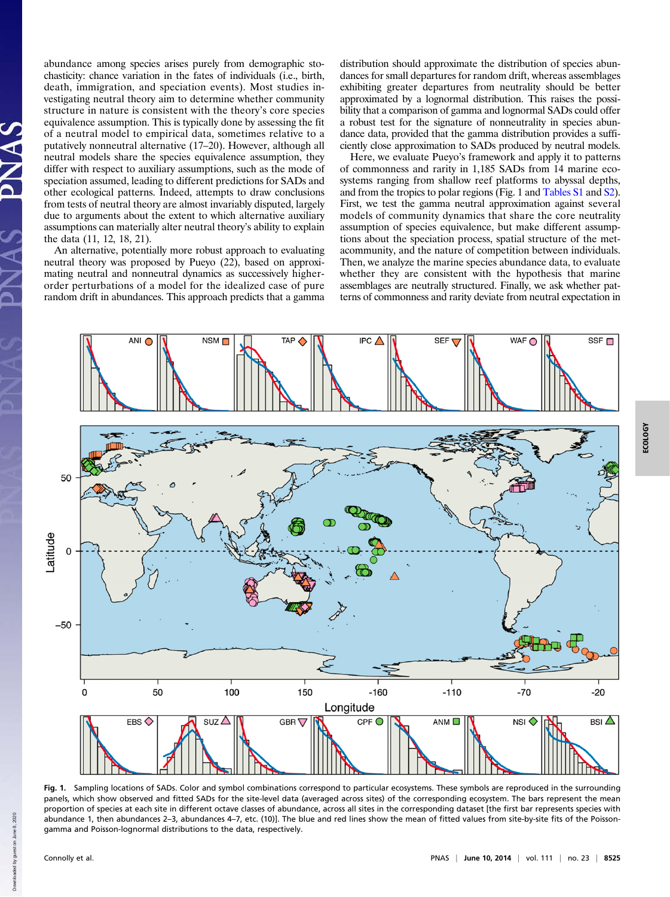abundance among species arises purely from demographic stochasticity: chance variation in the fates of individuals (i.e., birth, death, immigration, and speciation events). Most studies investigating neutral theory aim to determine whether community structure in nature is consistent with the theory's core species equivalence assumption. This is typically done by assessing the fit of a neutral model to empirical data, sometimes relative to a putatively nonneutral alternative (17–20). However, although all neutral models share the species equivalence assumption, they differ with respect to auxiliary assumptions, such as the mode of speciation assumed, leading to different predictions for SADs and other ecological patterns. Indeed, attempts to draw conclusions from tests of neutral theory are almost invariably disputed, largely due to arguments about the extent to which alternative auxiliary assumptions can materially alter neutral theory's ability to explain the data (11, 12, 18, 21).

An alternative, potentially more robust approach to evaluating neutral theory was proposed by Pueyo (22), based on approximating neutral and nonneutral dynamics as successively higher-order perturbations of a model for the idealized case of pure random drift in abundances. This approach predicts that a gamma distribution should approximate the distribution of species abundances for small departures for random drift, whereas assemblages exhibiting greater departures from neutrality should be better approximated by a lognormal distribution. This raises the possibility that a comparison of gamma and lognormal SADs could offer a robust test for the signature of nonneutrality in species abundance data, provided that the gamma distribution provides a sufficiently close approximation to SADs produced by neutral models.

Here, we evaluate Pueyo's framework and apply it to patterns of commonness and rarity in 1,185 SADs from 14 marine ecosystems ranging from shallow reef platforms to abyssal depths, and from the tropics to polar regions (Fig. 1 and Tables S1 and S2). First, we test the gamma neutral approximation against several models of community dynamics that share the core neutrality assumption of species equivalence, but make different assumptions about the speciation process, spatial structure of the metacommunity, and the nature of competition between individuals. Then, we analyze the marine species abundance data, to evaluate whether they are consistent with the hypothesis that marine assemblages are neutrally structured. Finally, we ask whether patterns of commonness and rarity deviate from neutral expectation in

**Fig. 1.** Sampling locations of SADs. Color and symbol combinations correspond to particular ecosystems. These symbols are reproduced in the surrounding panels, which show observed and fitted SADs for the site-level data (averaged across sites) of the corresponding ecosystem. The bars represent the mean proportion of species at each site in different octave classes of abundance, across all sites in the corresponding dataset [the first bar represents species with abundance 1, then abundances 2–3, abundances 4–7, etc. (10)]. The blue and red lines show the mean of fitted values from site-by-site fits of the Poisson-gamma and Poisson-lognormal distributions to the data, respectively.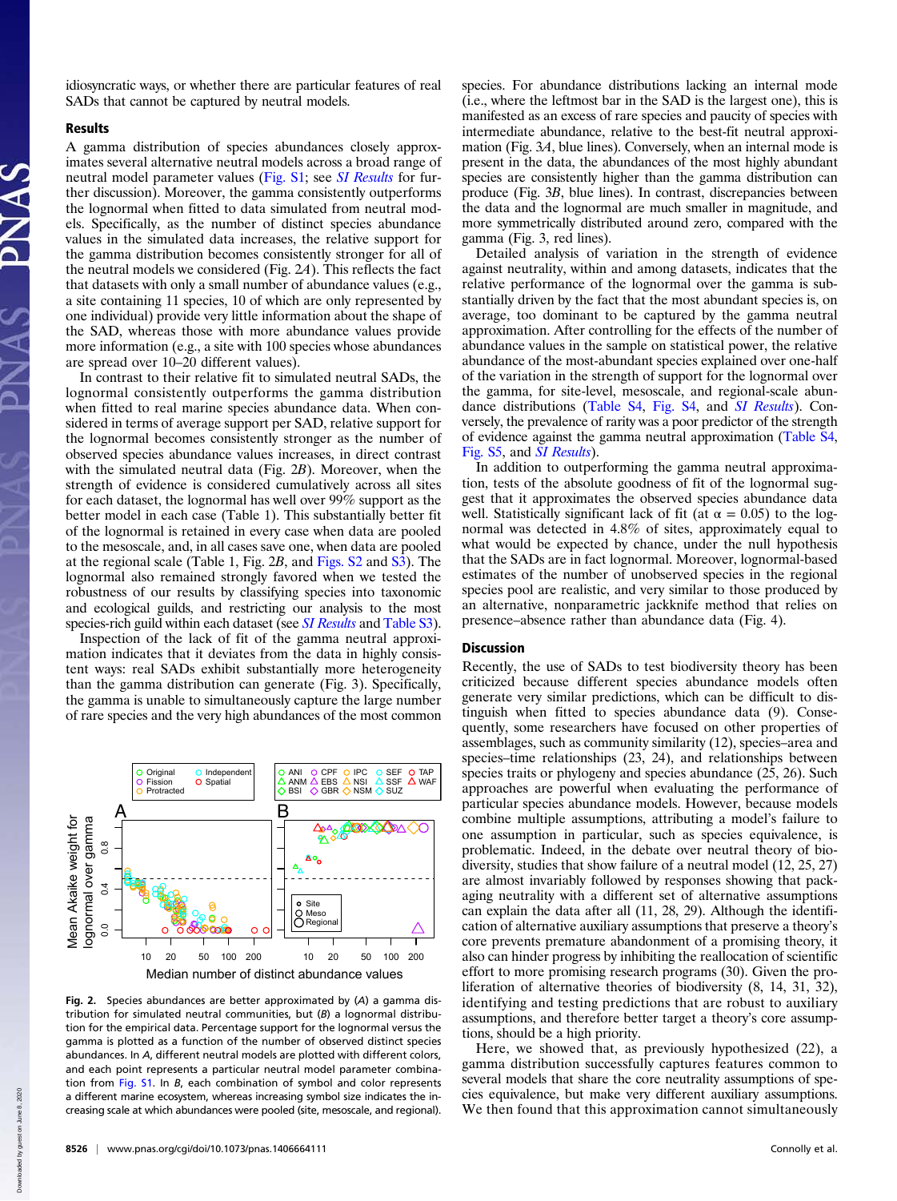idiosyncratic ways, or whether there are particular features of real SADs that cannot be captured by neutral models.

## Results

A gamma distribution of species abundances closely approximates several alternative neutral models across a broad range of neutral model parameter values (Fig. S1; see *SI Results* for further discussion). Moreover, the gamma consistently outperforms the lognormal when fitted to data simulated from neutral models. Specifically, as the number of distinct species abundance values in the simulated data increases, the relative support for the gamma distribution becomes consistently stronger for all of the neutral models we considered (Fig. 2*A*). This reflects the fact that datasets with only a small number of abundance values (e.g., a site containing 11 species, 10 of which are only represented by one individual) provide very little information about the shape of the SAD, whereas those with more abundance values provide more information (e.g., a site with 100 species whose abundances are spread over 10–20 different values).

In contrast to their relative fit to simulated neutral SADs, the lognormal consistently outperforms the gamma distribution when fitted to real marine species abundance data. When considered in terms of average support per SAD, relative support for the lognormal becomes consistently stronger as the number of observed species abundance values increases, in direct contrast with the simulated neutral data (Fig. 2*B*). Moreover, when the strength of evidence is considered cumulatively across all sites for each dataset, the lognormal has well over 99% support as the better model in each case (Table 1). This substantially better fit of the lognormal is retained in every case when data are pooled to the mesoscale, and, in all cases save one, when data are pooled at the regional scale (Table 1, Fig. 2*B*, and Figs. S2 and S3). The lognormal also remained strongly favored when we tested the robustness of our results by classifying species into taxonomic and ecological guilds, and restricting our analysis to the most species-rich guild within each dataset (see *SI Results* and Table S3).

Inspection of the lack of fit of the gamma neutral approximation indicates that it deviates from the data in highly consistent ways: real SADs exhibit substantially more heterogeneity than the gamma distribution can generate (Fig. 3). Specifically, the gamma is unable to simultaneously capture the large number of rare species and the very high abundances of the most common species. For abundance distributions lacking an internal mode (i.e., where the leftmost bar in the SAD is the largest one), this is manifested as an excess of rare species and paucity of species with intermediate abundance, relative to the best-fit neutral approximation (Fig. 3*A*, blue lines). Conversely, when an internal mode is present in the data, the abundances of the most highly abundant species are consistently higher than the gamma distribution can produce (Fig. 3*B*, blue lines). In contrast, discrepancies between the data and the lognormal are much smaller in magnitude, and more symmetrically distributed around zero, compared with the gamma (Fig. 3, red lines).

Detailed analysis of variation in the strength of evidence against neutrality, within and among datasets, indicates that the relative performance of the lognormal over the gamma is substantially driven by the fact that the most abundant species is, on average, too dominant to be captured by the gamma neutral approximation. After controlling for the effects of the number of abundance values in the sample on statistical power, the relative abundance of the most-abundant species explained over one-half of the variation in the strength of support for the lognormal over the gamma, for site-level, mesoscale, and regional-scale abundance distributions (Table S4, Fig. S4, and *SI Results*). Conversely, the prevalence of rarity was a poor predictor of the strength of evidence against the gamma neutral approximation (Table S4, Fig. S5, and *SI Results*).

In addition to outperforming the gamma neutral approximation, tests of the absolute goodness of fit of the lognormal suggest that it approximates the observed species abundance data well. Statistically significant lack of fit (at $\alpha = 0.05$) to the lognormal was detected in 4.8% of sites, approximately equal to what would be expected by chance, under the null hypothesis that the SADs are in fact lognormal. Moreover, lognormal-based estimates of the number of unobserved species in the regional species pool are realistic, and very similar to those produced by an alternative, nonparametric jackknife method that relies on presence–absence rather than abundance data (Fig. 4).

Fig. 2. Species abundances are better approximated by (*A*) a gamma distribution for simulated neutral communities, but (*B*) a lognormal distribution for the empirical data. Percentage support for the lognormal versus the gamma is plotted as a function of the number of observed distinct species abundances. In *A*, different neutral models are plotted with different colors, and each point represents a particular neutral model parameter combination from Fig. S1. In *B*, each combination of symbol and color represents a different marine ecosystem, whereas increasing symbol size indicates the increasing scale at which abundances were pooled (site, mesoscale, and regional).

## Discussion

Recently, the use of SADs to test biodiversity theory has been criticized because different species abundance models often generate very similar predictions, which can be difficult to distinguish when fitted to species abundance data (9). Consequently, some researchers have focused on other properties of assemblages, such as community similarity (12), species–area and species–time relationships (23, 24), and relationships between species traits or phylogeny and species abundance (25, 26). Such approaches are powerful when evaluating the performance of particular species abundance models. However, because models combine multiple assumptions, attributing a model's failure to one assumption in particular, such as species equivalence, is problematic. Indeed, in the debate over neutral theory of biodiversity, studies that show failure of a neutral model (12, 25, 27) are almost invariably followed by responses showing that packaging neutrality with a different set of alternative assumptions can explain the data after all (11, 28, 29). Although the identification of alternative auxiliary assumptions that preserve a theory's core prevents premature abandonment of a promising theory, it also can hinder progress by inhibiting the reallocation of scientific effort to more promising research programs (30). Given the proliferation of alternative theories of biodiversity (8, 14, 31, 32), identifying and testing predictions that are robust to auxiliary assumptions, and therefore better target a theory's core assumptions, should be a high priority.

Here, we showed that, as previously hypothesized (22), a gamma distribution successfully captures features common to several models that share the core neutrality assumptions of species equivalence, but make very different auxiliary assumptions. We then found that this approximation cannot simultaneously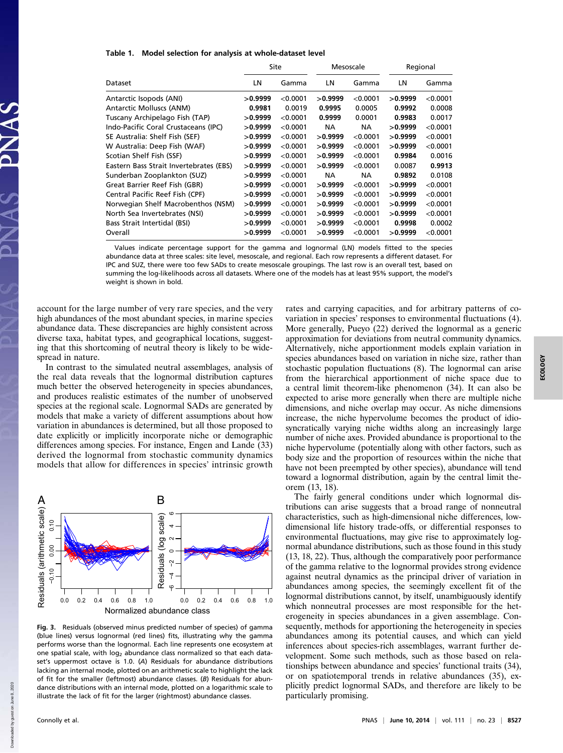**Table 1. Model selection for analysis at whole-dataset level**

| Dataset | Site | | Mesoscale | | Regional | |
|---|---|---|---|---|---|---|
| | LN | Gamma | LN | Gamma | LN | Gamma |
| Antarctic Isopods (ANI) | **>0.9999** | <0.0001 | **>0.9999** | <0.0001 | **>0.9999** | <0.0001 |
| Antarctic Molluscs (ANM) | **0.9981** | 0.0019 | **0.9995** | 0.0005 | **0.9992** | 0.0008 |
| Tuscany Archipelago Fish (TAP) | **>0.9999** | <0.0001 | **0.9999** | 0.0001 | **0.9983** | 0.0017 |
| Indo-Pacific Coral Crustaceans (IPC) | **>0.9999** | <0.0001 | NA | NA | **>0.9999** | <0.0001 |
| SE Australia: Shelf Fish (SEF) | **>0.9999** | <0.0001 | **>0.9999** | <0.0001 | **>0.9999** | <0.0001 |
| W Australia: Deep Fish (WAF) | **>0.9999** | <0.0001 | **>0.9999** | <0.0001 | **>0.9999** | <0.0001 |
| Scotian Shelf Fish (SSF) | **>0.9999** | <0.0001 | **>0.9999** | <0.0001 | **0.9984** | 0.0016 |
| Eastern Bass Strait Invertebrates (EBS) | **>0.9999** | <0.0001 | **>0.9999** | <0.0001 | 0.0087 | **0.9913** |
| Sunderban Zooplankton (SUZ) | **>0.9999** | <0.0001 | NA | NA | **0.9892** | 0.0108 |
| Great Barrier Reef Fish (GBR) | **>0.9999** | <0.0001 | **>0.9999** | <0.0001 | **>0.9999** | <0.0001 |
| Central Pacific Reef Fish (CPF) | **>0.9999** | <0.0001 | **>0.9999** | <0.0001 | **>0.9999** | <0.0001 |
| Norwegian Shelf Macrobenthos (NSM) | **>0.9999** | <0.0001 | **>0.9999** | <0.0001 | **>0.9999** | <0.0001 |
| North Sea Invertebrates (NSI) | **>0.9999** | <0.0001 | **>0.9999** | <0.0001 | **>0.9999** | <0.0001 |
| Bass Strait Intertidal (BSI) | **>0.9999** | <0.0001 | **>0.9999** | <0.0001 | **0.9998** | 0.0002 |
| Overall | **>0.9999** | <0.0001 | **>0.9999** | <0.0001 | **>0.9999** | <0.0001 |

Values indicate percentage support for the gamma and lognormal (LN) models fitted to the species abundance data at three scales: site level, mesoscale, and regional. Each row represents a different dataset. For IPC and SUZ, there were too few SADs to create mesoscale groupings. The last row is an overall test, based on summing the log-likelihoods across all datasets. Where one of the models has at least 95% support, the model's weight is shown in bold.

account for the large number of very rare species, and the very high abundances of the most abundant species, in marine species abundance data. These discrepancies are highly consistent across diverse taxa, habitat types, and geographical locations, suggesting that this shortcoming of neutral theory is likely to be widespread in nature.

In contrast to the simulated neutral assemblages, analysis of the real data reveals that the lognormal distribution captures much better the observed heterogeneity in species abundances, and produces realistic estimates of the number of unobserved species at the regional scale. Lognormal SADs are generated by models that make a variety of different assumptions about how variation in abundances is determined, but all those proposed to date explicitly or implicitly incorporate niche or demographic differences among species. For instance, Engen and Lande (33) derived the lognormal from stochastic community dynamics models that allow for differences in species' intrinsic growth rates and carrying capacities, and for arbitrary patterns of covariation in species' responses to environmental fluctuations (4). More generally, Pueyo (22) derived the lognormal as a generic approximation for deviations from neutral community dynamics. Alternatively, niche apportionment models explain variation in species abundances based on variation in niche size, rather than stochastic population fluctuations (8). The lognormal can arise from the hierarchical apportionment of niche space due to a central limit theorem-like phenomenon (34). It can also be expected to arise more generally when there are multiple niche dimensions, and niche overlap may occur. As niche dimensions increase, the niche hypervolume becomes the product of idiosyncratically varying niche widths along an increasingly large number of niche axes. Provided abundance is proportional to the niche hypervolume (potentially along with other factors, such as body size and the proportion of resources within the niche that have not been preempted by other species), abundance will tend toward a lognormal distribution, again by the central limit theorem (13, 18).

The fairly general conditions under which lognormal distributions can arise suggests that a broad range of nonneutral characteristics, such as high-dimensional niche differences, low-dimensional life history trade-offs, or differential responses to environmental fluctuations, may give rise to approximately lognormal abundance distributions, such as those found in this study (13, 18, 22). Thus, although the comparatively poor performance of the gamma relative to the lognormal provides strong evidence against neutral dynamics as the principal driver of variation in abundances among species, the seemingly excellent fit of the lognormal distributions cannot, by itself, unambiguously identify which nonneutral processes are most responsible for the heterogeneity in species abundances in a given assemblage. Consequently, methods for apportioning the heterogeneity in species abundances among its potential causes, and which can yield inferences about species-rich assemblages, warrant further development. Some such methods, such as those based on relationships between abundance and species' functional traits (34), or on spatiotemporal trends in relative abundances (35), explicitly predict lognormal SADs, and therefore are likely to be particularly promising.

**Fig. 3.** Residuals (observed minus predicted number of species) of gamma (blue lines) versus lognormal (red lines) fits, illustrating why the gamma performs worse than the lognormal. Each line represents one ecosystem at one spatial scale, with $\log_2$ abundance class normalized so that each dataset's uppermost octave is 1.0. (*A*) Residuals for abundance distributions lacking an internal mode, plotted on an arithmetic scale to highlight the lack of fit for the smaller (leftmost) abundance classes. (*B*) Residuals for abundance distributions with an internal mode, plotted on a logarithmic scale to illustrate the lack of fit for the larger (rightmost) abundance classes.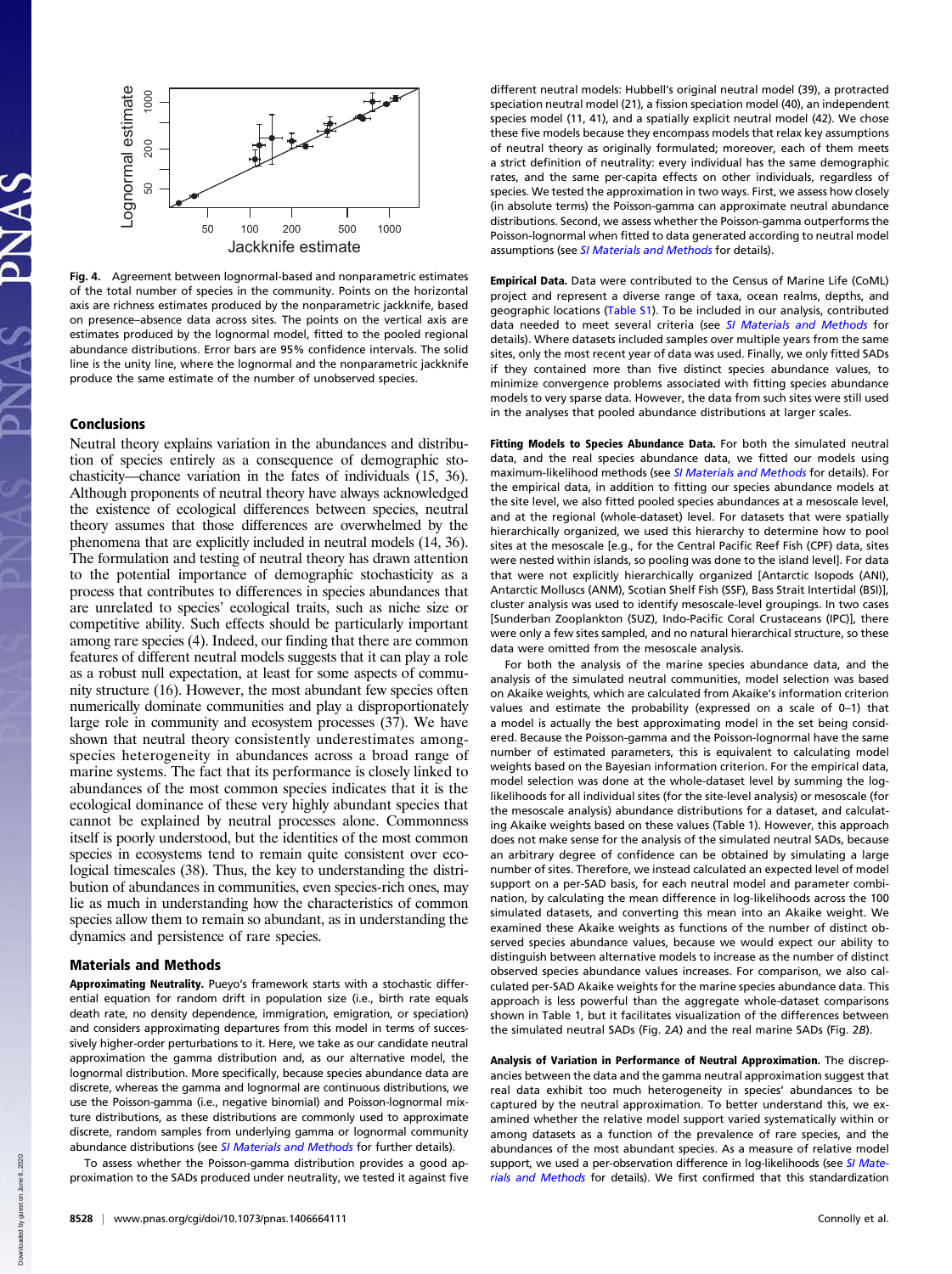Fig. 4. Agreement between lognormal-based and nonparametric estimates of the total number of species in the community. Points on the horizontal axis are richness estimates produced by the nonparametric jackknife, based on presence–absence data across sites. The points on the vertical axis are estimates produced by the lognormal model, fitted to the pooled regional abundance distributions. Error bars are 95% confidence intervals. The solid line is the unity line, where the lognormal and the nonparametric jackknife produce the same estimate of the number of unobserved species.

## Conclusions

Neutral theory explains variation in the abundances and distribution of species entirely as a consequence of demographic stochasticity—chance variation in the fates of individuals (15, 36). Although proponents of neutral theory have always acknowledged the existence of ecological differences between species, neutral theory assumes that those differences are overwhelmed by the phenomena that are explicitly included in neutral models (14, 36). The formulation and testing of neutral theory has drawn attention to the potential importance of demographic stochasticity as a process that contributes to differences in species abundances that are unrelated to species' ecological traits, such as niche size or competitive ability. Such effects should be particularly important among rare species (4). Indeed, our finding that there are common features of different neutral models suggests that it can play a role as a robust null expectation, at least for some aspects of community structure (16). However, the most abundant few species often numerically dominate communities and play a disproportionately large role in community and ecosystem processes (37). We have shown that neutral theory consistently underestimates among-species heterogeneity in abundances across a broad range of marine systems. The fact that its performance is closely linked to abundances of the most common species indicates that it is the ecological dominance of these very highly abundant species that cannot be explained by neutral processes alone. Commonness itself is poorly understood, but the identities of the most common species in ecosystems tend to remain quite consistent over ecological timescales (38). Thus, the key to understanding the distribution of abundances in communities, even species-rich ones, may lie as much in understanding how the characteristics of common species allow them to remain so abundant, as in understanding the dynamics and persistence of rare species.

## Materials and Methods

**Approximating Neutrality.** Pueyo's framework starts with a stochastic differential equation for random drift in population size (i.e., birth rate equals death rate, no density dependence, immigration, emigration, or speciation) and considers approximating departures from this model in terms of successively higher-order perturbations to it. Here, we take as our candidate neutral approximation the gamma distribution and, as our alternative model, the lognormal distribution. More specifically, because species abundance data are discrete, whereas the gamma and lognormal are continuous distributions, we use the Poisson-gamma (i.e., negative binomial) and Poisson-lognormal mixture distributions, as these distributions are commonly used to approximate discrete, random samples from underlying gamma or lognormal community abundance distributions (see *SI Materials and Methods* for further details).

To assess whether the Poisson-gamma distribution provides a good approximation to the SADs produced under neutrality, we tested it against five different neutral models: Hubbell's original neutral model (39), a protracted speciation neutral model (21), a fission speciation model (40), an independent species model (11, 41), and a spatially explicit neutral model (42). We chose these five models because they encompass models that relax key assumptions of neutral theory as originally formulated; moreover, each of them meets a strict definition of neutrality: every individual has the same demographic rates, and the same per-capita effects on other individuals, regardless of species. We tested the approximation in two ways. First, we assess how closely (in absolute terms) the Poisson-gamma can approximate neutral abundance distributions. Second, we assess whether the Poisson-gamma outperforms the Poisson-lognormal when fitted to data generated according to neutral model assumptions (see *SI Materials and Methods* for details).

**Empirical Data.** Data were contributed to the Census of Marine Life (CoML) project and represent a diverse range of taxa, ocean realms, depths, and geographic locations (Table S1). To be included in our analysis, contributed data needed to meet several criteria (see *SI Materials and Methods* for details). Where datasets included samples over multiple years from the same sites, only the most recent year of data was used. Finally, we only fitted SADs if they contained more than five distinct species abundance values, to minimize convergence problems associated with fitting species abundance models to very sparse data. However, the data from such sites were still used in the analyses that pooled abundance distributions at larger scales.

**Fitting Models to Species Abundance Data.** For both the simulated neutral data, and the real species abundance data, we fitted our models using maximum-likelihood methods (see *SI Materials and Methods* for details). For the empirical data, in addition to fitting our species abundance models at the site level, we also fitted pooled species abundances at a mesoscale level, and at the regional (whole-dataset) level. For datasets that were spatially hierarchically organized, we used this hierarchy to determine how to pool sites at the mesoscale [e.g., for the Central Pacific Reef Fish (CPF) data, sites were nested within islands, so pooling was done to the island level]. For data that were not explicitly hierarchically organized [Antarctic Isopods (ANI), Antarctic Molluscs (ANM), Scotian Shelf Fish (SSF), Bass Strait Intertidal (BSI)], cluster analysis was used to identify mesoscale-level groupings. In two cases [Sunderban Zooplankton (SUZ), Indo-Pacific Coral Crustaceans (IPC)], there were only a few sites sampled, and no natural hierarchical structure, so these data were omitted from the mesoscale analysis.

For both the analysis of the marine species abundance data, and the analysis of the simulated neutral communities, model selection was based on Akaike weights, which are calculated from Akaike's information criterion values and estimate the probability (expressed on a scale of 0–1) that a model is actually the best approximating model in the set being considered. Because the Poisson-gamma and the Poisson-lognormal have the same number of estimated parameters, this is equivalent to calculating model weights based on the Bayesian information criterion. For the empirical data, model selection was done at the whole-dataset level by summing the log-likelihoods for all individual sites (for the site-level analysis) or mesoscale (for the mesoscale analysis) abundance distributions for a dataset, and calculating Akaike weights based on these values (Table 1). However, this approach does not make sense for the analysis of the simulated neutral SADs, because an arbitrary degree of confidence can be obtained by simulating a large number of sites. Therefore, we instead calculated an expected level of model support on a per-SAD basis, for each neutral model and parameter combination, by calculating the mean difference in log-likelihoods across the 100 simulated datasets, and converting this mean into an Akaike weight. We examined these Akaike weights as functions of the number of distinct observed species abundance values, because we would expect our ability to distinguish between alternative models to increase as the number of distinct observed species abundance values increases. For comparison, we also calculated per-SAD Akaike weights for the marine species abundance data. This approach is less powerful than the aggregate whole-dataset comparisons shown in Table 1, but it facilitates visualization of the differences between the simulated neutral SADs (Fig. 2*A*) and the real marine SADs (Fig. 2*B*).

**Analysis of Variation in Performance of Neutral Approximation.** The discrepancies between the data and the gamma neutral approximation suggest that real data exhibit too much heterogeneity in species' abundances to be captured by the neutral approximation. To better understand this, we examined whether the relative model support varied systematically within or among datasets as a function of the prevalence of rare species, and the abundances of the most abundant species. As a measure of relative model support, we used a per-observation difference in log-likelihoods (see *SI Materials and Methods* for details). We first confirmed that this standardization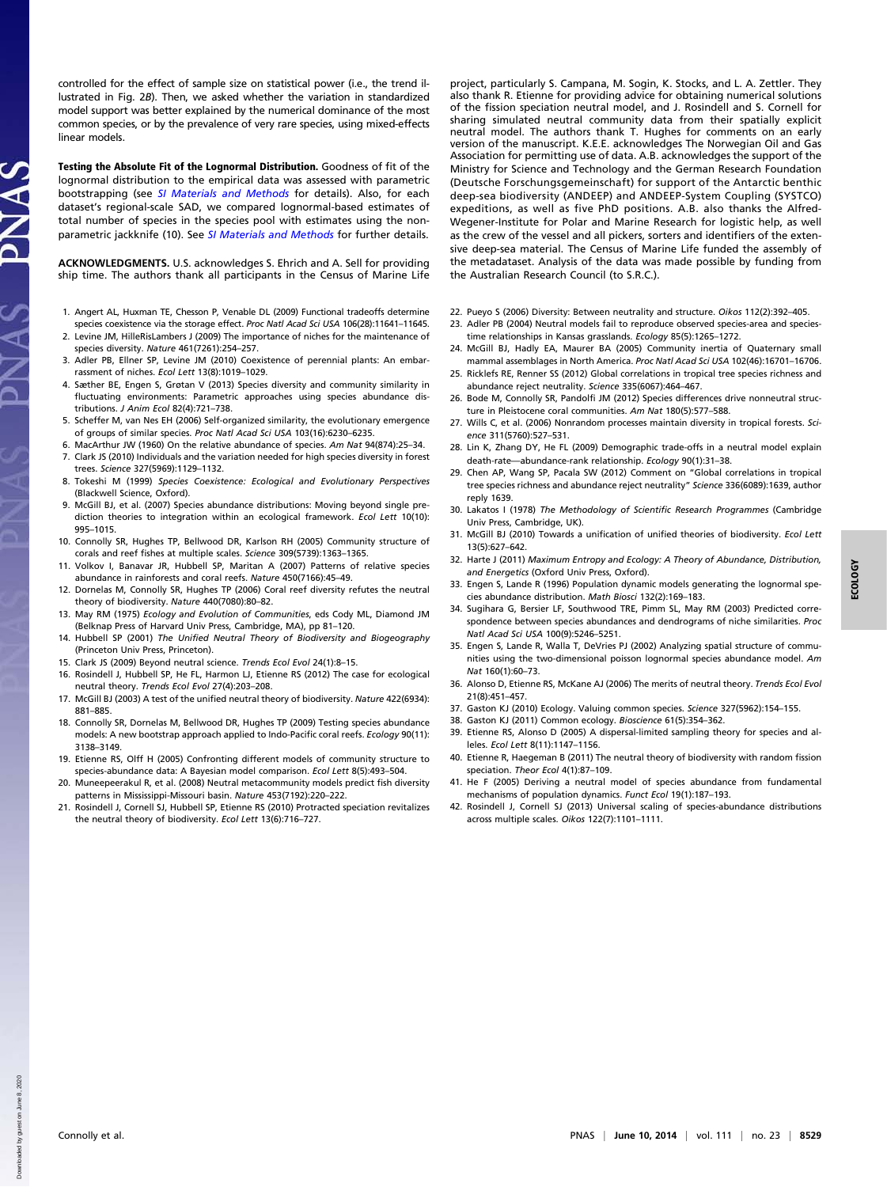controlled for the effect of sample size on statistical power (i.e., the trend illustrated in Fig. 2*B*). Then, we asked whether the variation in standardized model support was better explained by the numerical dominance of the most common species, or by the prevalence of very rare species, using mixed-effects linear models.

**Testing the Absolute Fit of the Lognormal Distribution.** Goodness of fit of the lognormal distribution to the empirical data was assessed with parametric bootstrapping (see *SI Materials and Methods* for details). Also, for each dataset's regional-scale SAD, we compared lognormal-based estimates of total number of species in the species pool with estimates using the nonparametric jackknife (10). See *SI Materials and Methods* for further details.

**ACKNOWLEDGMENTS.** U.S. acknowledges S. Ehrich and A. Sell for providing ship time. The authors thank all participants in the Census of Marine Life project, particularly S. Campana, M. Sogin, K. Stocks, and L. A. Zettler. They also thank R. Etienne for providing advice for obtaining numerical solutions of the fission speciation neutral model, and J. Rosindell and S. Cornell for sharing simulated neutral community data from their spatially explicit neutral model. The authors thank T. Hughes for comments on an early version of the manuscript. K.E.E. acknowledges The Norwegian Oil and Gas Association for permitting use of data. A.B. acknowledges the support of the Ministry for Science and Technology and the German Research Foundation (Deutsche Forschungsgemeinschaft) for support of the Antarctic benthic deep-sea biodiversity (ANDEEP) and ANDEEP-System Coupling (SYSTCO) expeditions, as well as five PhD positions. A.B. also thanks the Alfred-Wegener-Institute for Polar and Marine Research for logistic help, as well as the crew of the vessel and all pickers, sorters and identifiers of the extensive deep-sea material. The Census of Marine Life funded the assembly of the metadataset. Analysis of the data was made possible by funding from the Australian Research Council (to S.R.C.).

1. Angert AL, Huxman TE, Chesson P, Venable DL (2009) Functional tradeoffs determine species coexistence via the storage effect. *Proc Natl Acad Sci USA* 106(28):11641–11645.
2. Levine JM, HilleRisLambers J (2009) The importance of niches for the maintenance of species diversity. *Nature* 461(7261):254–257.
3. Adler PB, Ellner SP, Levine JM (2010) Coexistence of perennial plants: An embarrassment of niches. *Ecol Lett* 13(8):1019–1029.
4. Sæther BE, Engen S, Grøtan V (2013) Species diversity and community similarity in fluctuating environments: Parametric approaches using species abundance distributions. *J Anim Ecol* 82(4):721–738.
5. Scheffer M, van Nes EH (2006) Self-organized similarity, the evolutionary emergence of groups of similar species. *Proc Natl Acad Sci USA* 103(16):6230–6235.
6. MacArthur JW (1960) On the relative abundance of species. *Am Nat* 94(874):25–34.
7. Clark JS (2010) Individuals and the variation needed for high species diversity in forest trees. *Science* 327(5969):1129–1132.
8. Tokeshi M (1999) *Species Coexistence: Ecological and Evolutionary Perspectives* (Blackwell Science, Oxford).
9. McGill BJ, et al. (2007) Species abundance distributions: Moving beyond single prediction theories to integration within an ecological framework. *Ecol Lett* 10(10): 995–1015.
10. Connolly SR, Hughes TP, Bellwood DR, Karlson RH (2005) Community structure of corals and reef fishes at multiple scales. *Science* 309(5739):1363–1365.
11. Volkov I, Banavar JR, Hubbell SP, Maritan A (2007) Patterns of relative species abundance in rainforests and coral reefs. *Nature* 450(7166):45–49.
12. Dornelas M, Connolly SR, Hughes TP (2006) Coral reef diversity refutes the neutral theory of biodiversity. *Nature* 440(7080):80–82.
13. May RM (1975) *Ecology and Evolution of Communities*, eds Cody ML, Diamond JM (Belknap Press of Harvard Univ Press, Cambridge, MA), pp 81–120.
14. Hubbell SP (2001) *The Unified Neutral Theory of Biodiversity and Biogeography* (Princeton Univ Press, Princeton).
15. Clark JS (2009) Beyond neutral science. *Trends Ecol Evol* 24(1):8–15.
16. Rosindell J, Hubbell SP, He FL, Harmon LJ, Etienne RS (2012) The case for ecological neutral theory. *Trends Ecol Evol* 27(4):203–208.
17. McGill BJ (2003) A test of the unified neutral theory of biodiversity. *Nature* 422(6934): 881–885.
18. Connolly SR, Dornelas M, Bellwood DR, Hughes TP (2009) Testing species abundance models: A new bootstrap approach applied to Indo-Pacific coral reefs. *Ecology* 90(11): 3138–3149.
19. Etienne RS, Olff H (2005) Confronting different models of community structure to species-abundance data: A Bayesian model comparison. *Ecol Lett* 8(5):493–504.
20. Muneepeerakul R, et al. (2008) Neutral metacommunity models predict fish diversity patterns in Mississippi-Missouri basin. *Nature* 453(7192):220–222.
21. Rosindell J, Cornell SJ, Hubbell SP, Etienne RS (2010) Protracted speciation revitalizes the neutral theory of biodiversity. *Ecol Lett* 13(6):716–727.
22. Pueyo S (2006) Diversity: Between neutrality and structure. *Oikos* 112(2):392–405.
23. Adler PB (2004) Neutral models fail to reproduce observed species-area and species-time relationships in Kansas grasslands. *Ecology* 85(5):1265–1272.
24. McGill BJ, Hadly EA, Maurer BA (2005) Community inertia of Quaternary small mammal assemblages in North America. *Proc Natl Acad Sci USA* 102(46):16701–16706.
25. Ricklefs RE, Renner SS (2012) Global correlations in tropical tree species richness and abundance reject neutrality. *Science* 335(6067):464–467.
26. Bode M, Connolly SR, Pandolfi JM (2012) Species differences drive nonneutral structure in Pleistocene coral communities. *Am Nat* 180(5):577–588.
27. Wills C, et al. (2006) Nonrandom processes maintain diversity in tropical forests. *Science* 311(5760):527–531.
28. Lin K, Zhang DY, He FL (2009) Demographic trade-offs in a neutral model explain death-rate—abundance-rank relationship. *Ecology* 90(1):31–38.
29. Chen AP, Wang SP, Pacala SW (2012) Comment on "Global correlations in tropical tree species richness and abundance reject neutrality" *Science* 336(6089):1639, author reply 1639.
30. Lakatos I (1978) *The Methodology of Scientific Research Programmes* (Cambridge Univ Press, Cambridge, UK).
31. McGill BJ (2010) Towards a unification of unified theories of biodiversity. *Ecol Lett* 13(5):627–642.
32. Harte J (2011) *Maximum Entropy and Ecology: A Theory of Abundance, Distribution, and Energetics* (Oxford Univ Press, Oxford).
33. Engen S, Lande R (1996) Population dynamic models generating the lognormal species abundance distribution. *Math Biosci* 132(2):169–183.
34. Sugihara G, Bersier LF, Southwood TRE, Pimm SL, May RM (2003) Predicted correspondence between species abundances and dendrograms of niche similarities. *Proc Natl Acad Sci USA* 100(9):5246–5251.
35. Engen S, Lande R, Walla T, DeVries PJ (2002) Analyzing spatial structure of communities using the two-dimensional poisson lognormal species abundance model. *Am Nat* 160(1):60–73.
36. Alonso D, Etienne RS, McKane AJ (2006) The merits of neutral theory. *Trends Ecol Evol* 21(8):451–457.
37. Gaston KJ (2010) Ecology. Valuing common species. *Science* 327(5962):154–155.
38. Gaston KJ (2011) Common ecology. *Bioscience* 61(5):354–362.
39. Etienne RS, Alonso D (2005) A dispersal-limited sampling theory for species and alleles. *Ecol Lett* 8(11):1147–1156.
40. Etienne R, Haegeman B (2011) The neutral theory of biodiversity with random fission speciation. *Theor Ecol* 4(1):87–109.
41. He F (2005) Deriving a neutral model of species abundance from fundamental mechanisms of population dynamics. *Funct Ecol* 19(1):187–193.
42. Rosindell J, Cornell SJ (2013) Universal scaling of species-abundance distributions across multiple scales. *Oikos* 122(7):1101–1111.